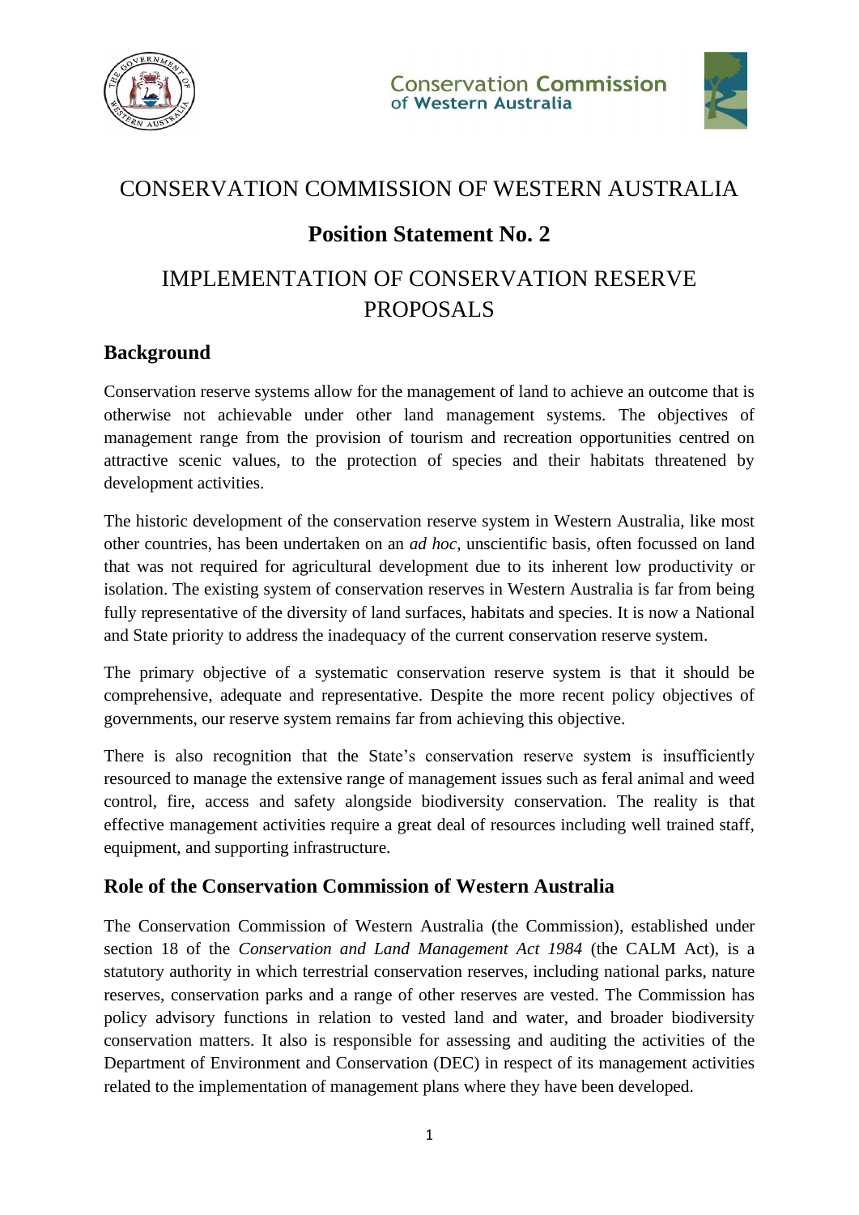# CONSERVATION COMMISSION OF WESTERN AUSTRALIA

## Position Statement No. 2

# IMPLEMENTATION OF CONSERVATION RESERVE PROPOSALS

## Background

Conservation reserve systems allow for the management of land to achieve an outcome that is otherwise not achievable under other land management systems. The objectives of management range from the provision of tourism and recreation opportunities centred on attractive scenic values, to the protection of species and their habitats threatened by development activities.

The historic development of the conservation reserve system in Western Australia, like most other countries, has been undertaken on an *ad hoc*, unscientific basis, often focussed on land that was not required for agricultural development due to its inherent low productivity or isolation. The existing system of conservation reserves in Western Australia is far from being fully representative of the diversity of land surfaces, habitats and species. It is now a National and State priority to address the inadequacy of the current conservation reserve system.

The primary objective of a systematic conservation reserve system is that it should be comprehensive, adequate and representative. Despite the more recent policy objectives of governments, our reserve system remains far from achieving this objective.

There is also recognition that the State's conservation reserve system is insufficiently resourced to manage the extensive range of management issues such as feral animal and weed control, fire, access and safety alongside biodiversity conservation. The reality is that effective management activities require a great deal of resources including well trained staff, equipment, and supporting infrastructure.

## Role of the Conservation Commission of Western Australia

The Conservation Commission of Western Australia (the Commission), established under section 18 of the *Conservation and Land Management Act 1984* (the CALM Act), is a statutory authority in which terrestrial conservation reserves, including national parks, nature reserves, conservation parks and a range of other reserves are vested. The Commission has policy advisory functions in relation to vested land and water, and broader biodiversity conservation matters. It also is responsible for assessing and auditing the activities of the Department of Environment and Conservation (DEC) in respect of its management activities related to the implementation of management plans where they have been developed.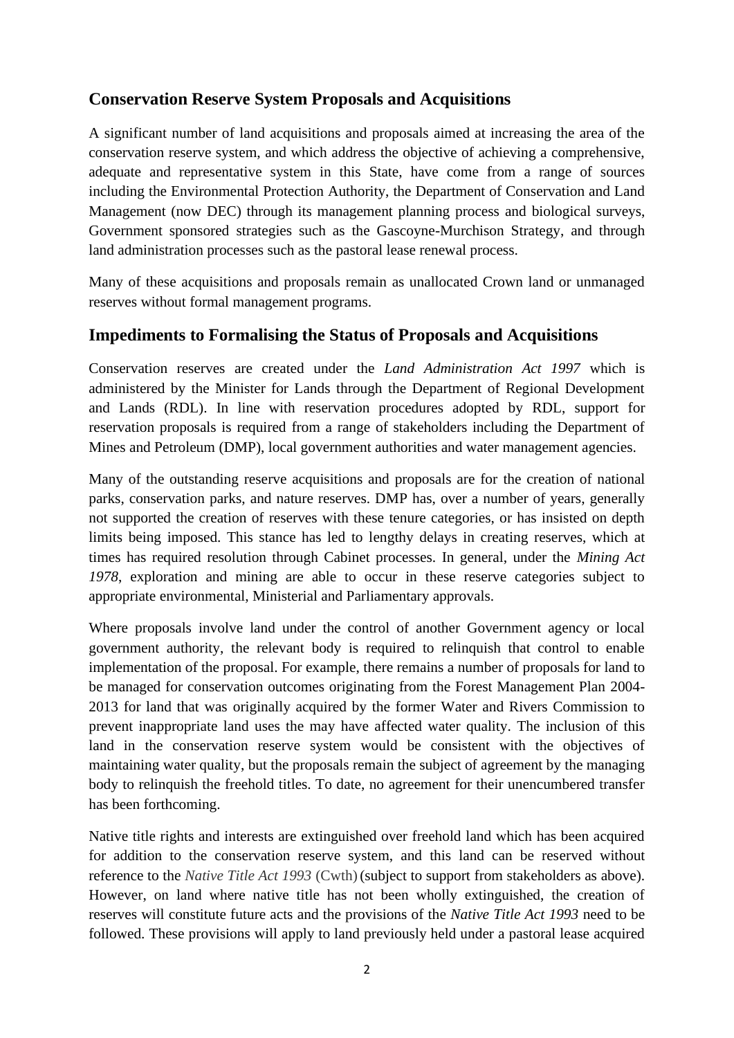## Conservation Reserve System Proposals and Acquisitions

A significant number of land acquisitions and proposals aimed at increasing the area of the conservation reserve system, and which address the objective of achieving a comprehensive, adequate and representative system in this State, have come from a range of sources including the Environmental Protection Authority, the Department of Conservation and Land Management (now DEC) through its management planning process and biological surveys, Government sponsored strategies such as the Gascoyne-Murchison Strategy, and through land administration processes such as the pastoral lease renewal process.

Many of these acquisitions and proposals remain as unallocated Crown land or unmanaged reserves without formal management programs.

## Impediments to Formalising the Status of Proposals and Acquisitions

Conservation reserves are created under the *Land Administration Act 1997* which is administered by the Minister for Lands through the Department of Regional Development and Lands (RDL). In line with reservation procedures adopted by RDL, support for reservation proposals is required from a range of stakeholders including the Department of Mines and Petroleum (DMP), local government authorities and water management agencies.

Many of the outstanding reserve acquisitions and proposals are for the creation of national parks, conservation parks, and nature reserves. DMP has, over a number of years, generally not supported the creation of reserves with these tenure categories, or has insisted on depth limits being imposed. This stance has led to lengthy delays in creating reserves, which at times has required resolution through Cabinet processes. In general, under the *Mining Act 1978*, exploration and mining are able to occur in these reserve categories subject to appropriate environmental, Ministerial and Parliamentary approvals.

Where proposals involve land under the control of another Government agency or local government authority, the relevant body is required to relinquish that control to enable implementation of the proposal. For example, there remains a number of proposals for land to be managed for conservation outcomes originating from the Forest Management Plan 2004-2013 for land that was originally acquired by the former Water and Rivers Commission to prevent inappropriate land uses the may have affected water quality. The inclusion of this land in the conservation reserve system would be consistent with the objectives of maintaining water quality, but the proposals remain the subject of agreement by the managing body to relinquish the freehold titles. To date, no agreement for their unencumbered transfer has been forthcoming.

Native title rights and interests are extinguished over freehold land which has been acquired for addition to the conservation reserve system, and this land can be reserved without reference to the *Native Title Act 1993* (Cwth) (subject to support from stakeholders as above). However, on land where native title has not been wholly extinguished, the creation of reserves will constitute future acts and the provisions of the *Native Title Act 1993* need to be followed. These provisions will apply to land previously held under a pastoral lease acquired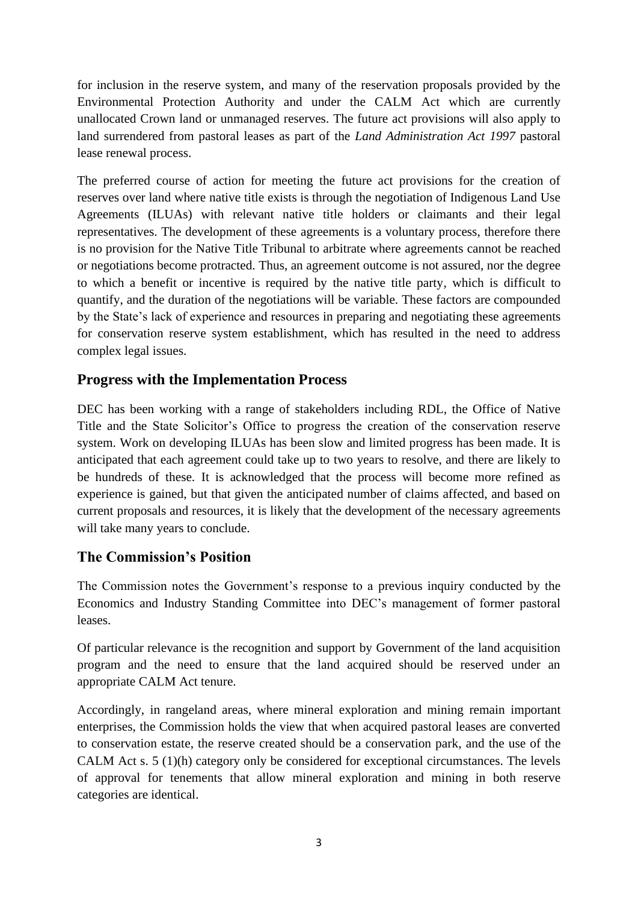for inclusion in the reserve system, and many of the reservation proposals provided by the Environmental Protection Authority and under the CALM Act which are currently unallocated Crown land or unmanaged reserves. The future act provisions will also apply to land surrendered from pastoral leases as part of the *Land Administration Act 1997* pastoral lease renewal process.

The preferred course of action for meeting the future act provisions for the creation of reserves over land where native title exists is through the negotiation of Indigenous Land Use Agreements (ILUAs) with relevant native title holders or claimants and their legal representatives. The development of these agreements is a voluntary process, therefore there is no provision for the Native Title Tribunal to arbitrate where agreements cannot be reached or negotiations become protracted. Thus, an agreement outcome is not assured, nor the degree to which a benefit or incentive is required by the native title party, which is difficult to quantify, and the duration of the negotiations will be variable. These factors are compounded by the State's lack of experience and resources in preparing and negotiating these agreements for conservation reserve system establishment, which has resulted in the need to address complex legal issues.

## Progress with the Implementation Process

DEC has been working with a range of stakeholders including RDL, the Office of Native Title and the State Solicitor's Office to progress the creation of the conservation reserve system. Work on developing ILUAs has been slow and limited progress has been made. It is anticipated that each agreement could take up to two years to resolve, and there are likely to be hundreds of these. It is acknowledged that the process will become more refined as experience is gained, but that given the anticipated number of claims affected, and based on current proposals and resources, it is likely that the development of the necessary agreements will take many years to conclude.

## The Commission's Position

The Commission notes the Government's response to a previous inquiry conducted by the Economics and Industry Standing Committee into DEC's management of former pastoral leases.

Of particular relevance is the recognition and support by Government of the land acquisition program and the need to ensure that the land acquired should be reserved under an appropriate CALM Act tenure.

Accordingly, in rangeland areas, where mineral exploration and mining remain important enterprises, the Commission holds the view that when acquired pastoral leases are converted to conservation estate, the reserve created should be a conservation park, and the use of the CALM Act s. 5 (1)(h) category only be considered for exceptional circumstances. The levels of approval for tenements that allow mineral exploration and mining in both reserve categories are identical.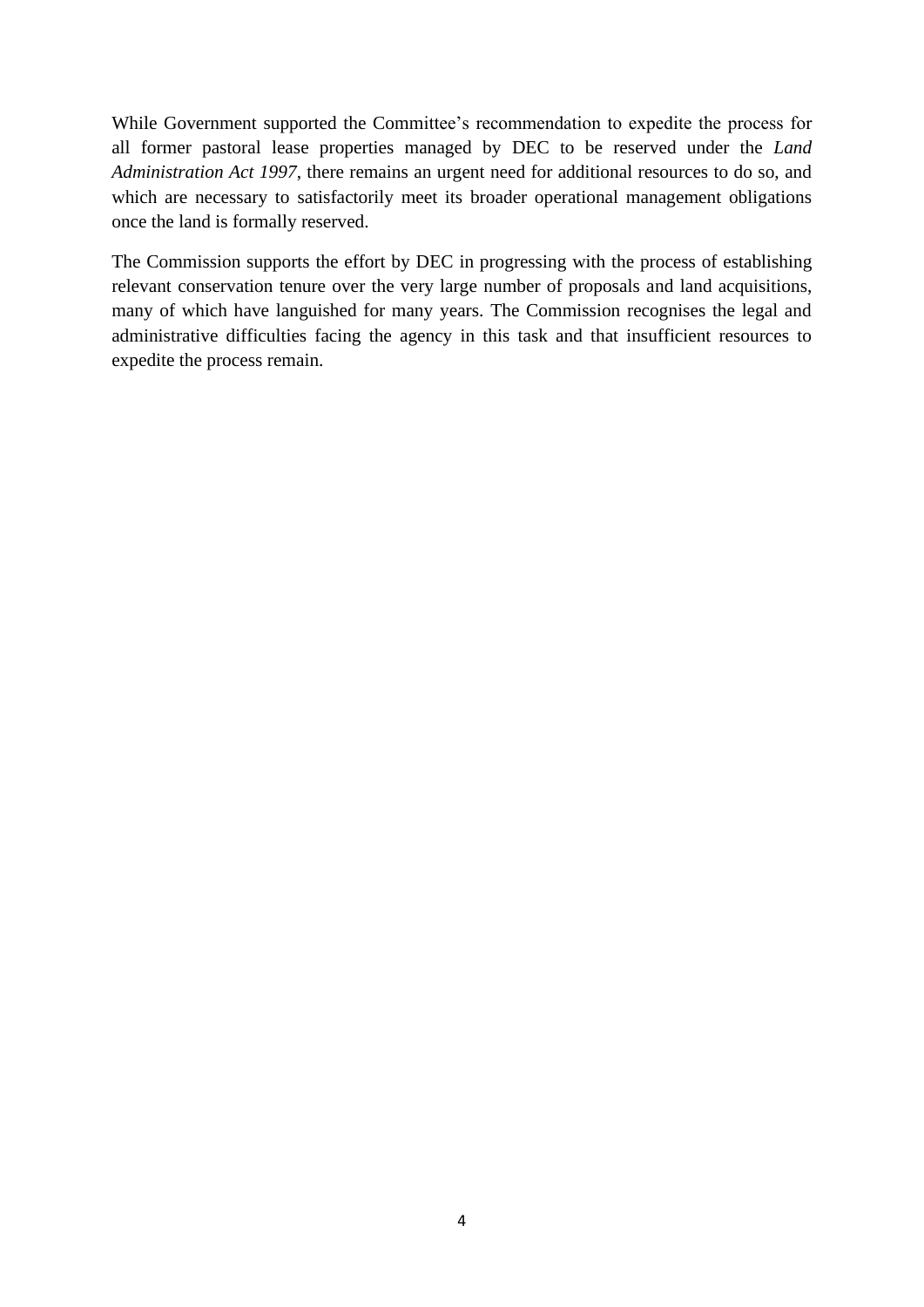While Government supported the Committee's recommendation to expedite the process for all former pastoral lease properties managed by DEC to be reserved under the *Land Administration Act 1997*, there remains an urgent need for additional resources to do so, and which are necessary to satisfactorily meet its broader operational management obligations once the land is formally reserved.

The Commission supports the effort by DEC in progressing with the process of establishing relevant conservation tenure over the very large number of proposals and land acquisitions, many of which have languished for many years. The Commission recognises the legal and administrative difficulties facing the agency in this task and that insufficient resources to expedite the process remain.